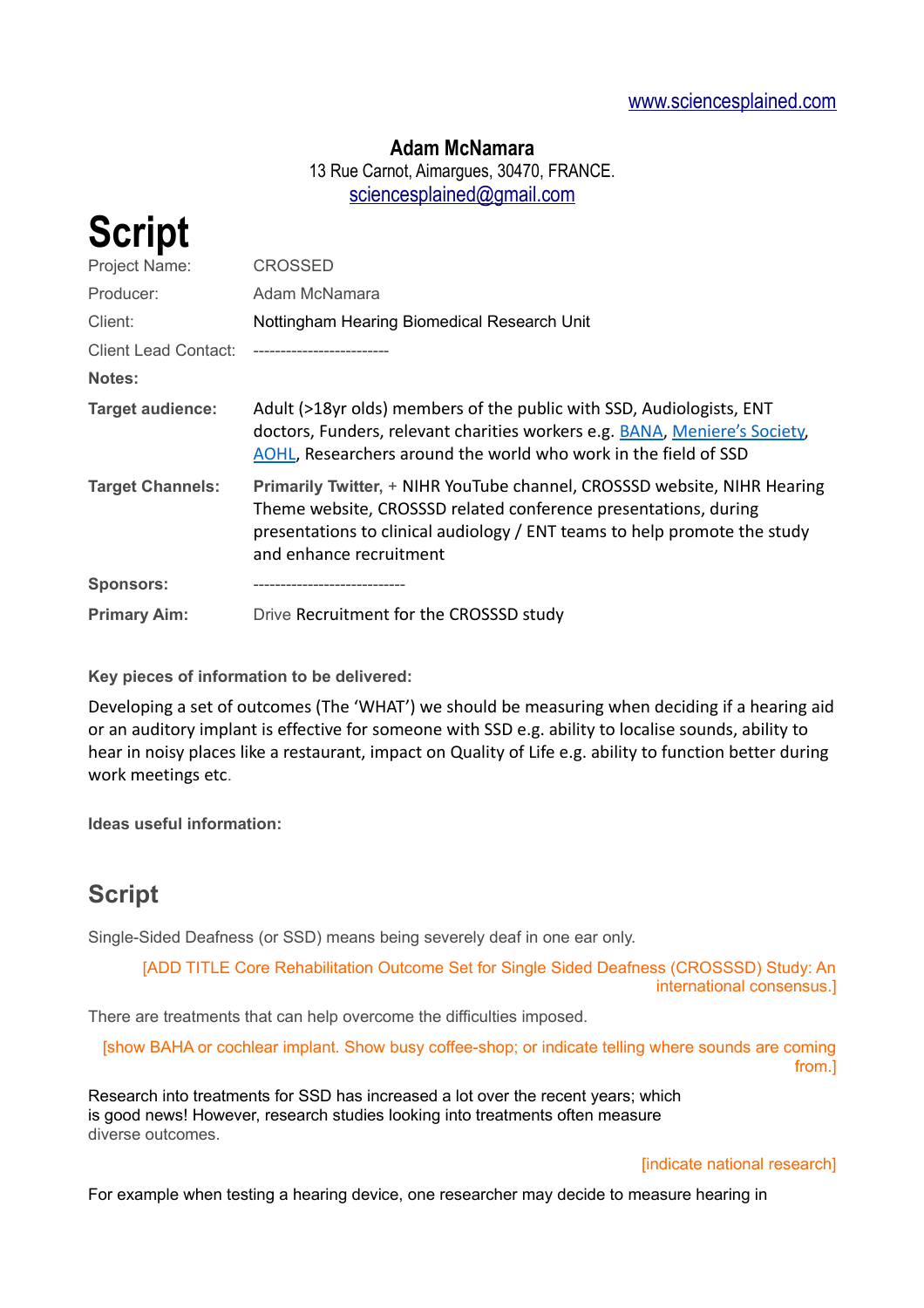www.sciencesplained.com

**Adam McNamara**
13 Rue Carnot, Aimargues, 30470, FRANCE.
sciencesplained@gmail.com

# Script

| | |
|---|---|
| Project Name: | CROSSED |
| Producer: | Adam McNamara |
| Client: | Nottingham Hearing Biomedical Research Unit |
| Client Lead Contact: | ------------------------- |
| **Notes:** | |
| **Target audience:** | Adult (>18yr olds) members of the public with SSD, Audiologists, ENT doctors, Funders, relevant charities workers e.g. BANA, Meniere's Society, AOHL, Researchers around the world who work in the field of SSD |
| **Target Channels:** | **Primarily Twitter,** + NIHR YouTube channel, CROSSSD website, NIHR Hearing Theme website, CROSSSD related conference presentations, during presentations to clinical audiology / ENT teams to help promote the study and enhance recruitment |
| **Sponsors:** | ---------------------------- |
| **Primary Aim:** | Drive Recruitment for the CROSSSD study |

**Key pieces of information to be delivered:**

Developing a set of outcomes (The 'WHAT') we should be measuring when deciding if a hearing aid or an auditory implant is effective for someone with SSD e.g. ability to localise sounds, ability to hear in noisy places like a restaurant, impact on Quality of Life e.g. ability to function better during work meetings etc.

**Ideas useful information:**

## Script

Single-Sided Deafness (or SSD) means being severely deaf in one ear only.

[ADD TITLE Core Rehabilitation Outcome Set for Single Sided Deafness (CROSSSD) Study: An international consensus.]

There are treatments that can help overcome the difficulties imposed.

[show BAHA or cochlear implant. Show busy coffee-shop; or indicate telling where sounds are coming from.]

Research into treatments for SSD has increased a lot over the recent years; which is good news! However, research studies looking into treatments often measure diverse outcomes.

[indicate national research]

For example when testing a hearing device, one researcher may decide to measure hearing in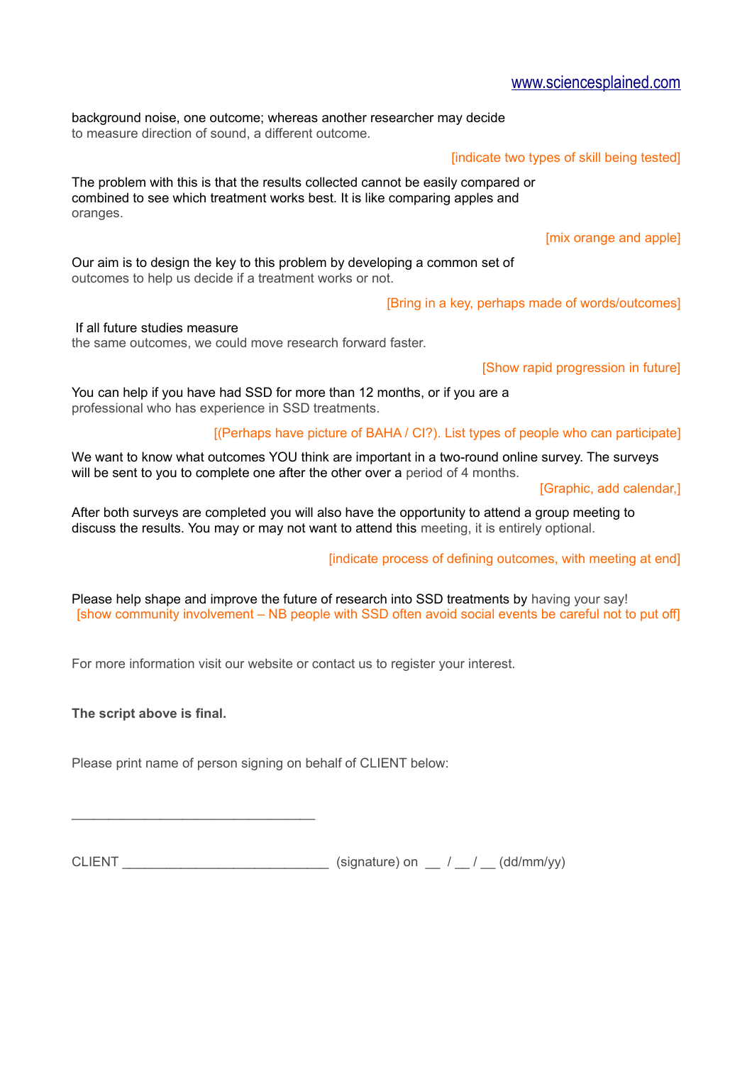background noise, one outcome; whereas another researcher may decide to measure direction of sound, a different outcome.

[indicate two types of skill being tested]

The problem with this is that the results collected cannot be easily compared or combined to see which treatment works best. It is like comparing apples and oranges.

[mix orange and apple]

Our aim is to design the key to this problem by developing a common set of outcomes to help us decide if a treatment works or not.

[Bring in a key, perhaps made of words/outcomes]

If all future studies measure the same outcomes, we could move research forward faster.

[Show rapid progression in future]

You can help if you have had SSD for more than 12 months, or if you are a professional who has experience in SSD treatments.

[(Perhaps have picture of BAHA / CI?). List types of people who can participate]

We want to know what outcomes YOU think are important in a two-round online survey. The surveys will be sent to you to complete one after the other over a period of 4 months.

[Graphic, add calendar,]

After both surveys are completed you will also have the opportunity to attend a group meeting to discuss the results. You may or may not want to attend this meeting, it is entirely optional.

[indicate process of defining outcomes, with meeting at end]

Please help shape and improve the future of research into SSD treatments by having your say!
[show community involvement – NB people with SSD often avoid social events be careful not to put off]

For more information visit our website or contact us to register your interest.

**The script above is final.**

Please print name of person signing on behalf of CLIENT below:

_________________________________

CLIENT ____________________________ (signature) on __ / __ / __ (dd/mm/yy)